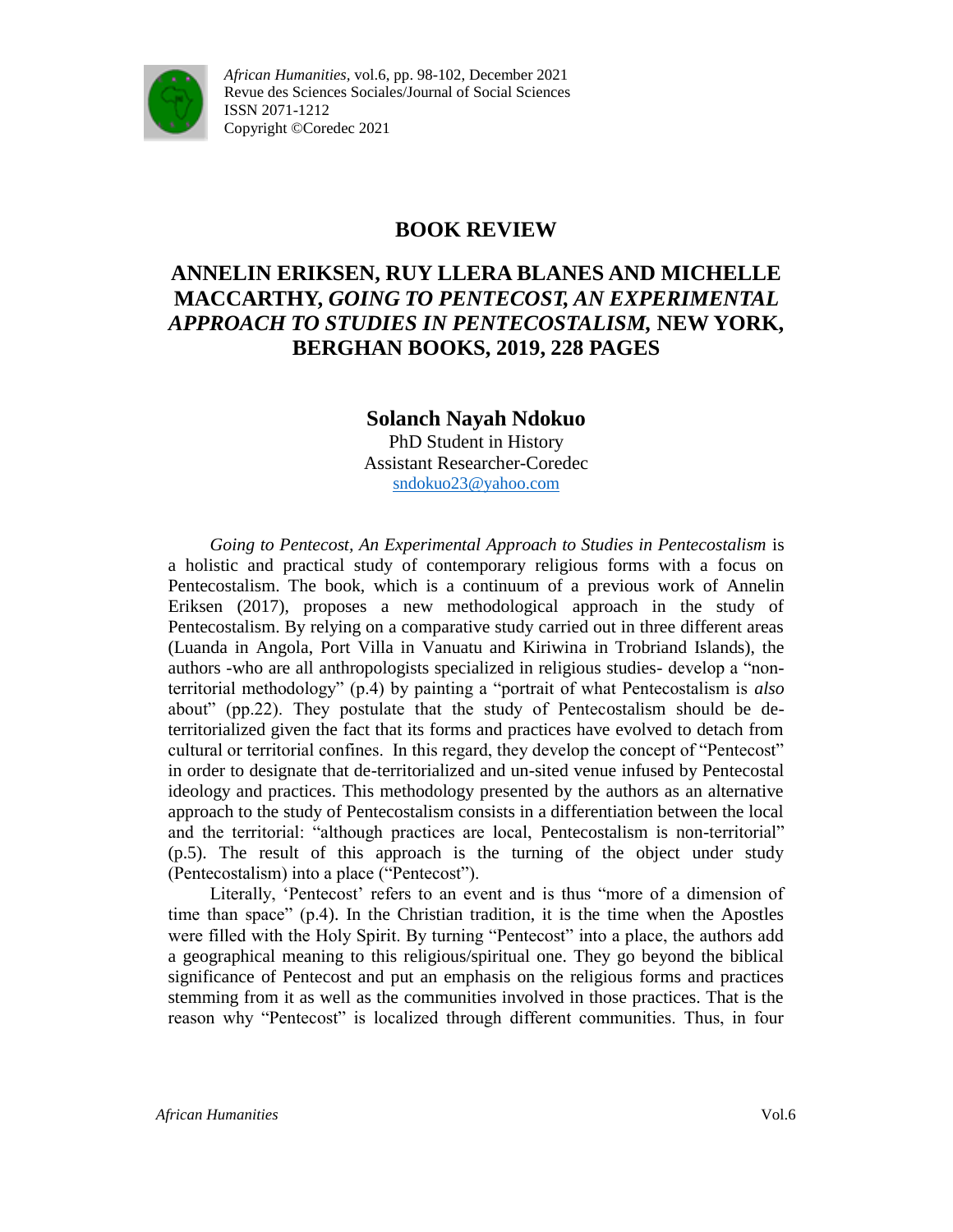# BOOK REVIEW

## ANNELIN ERIKSEN, RUY LLERA BLANES AND MICHELLE MACCARTHY, *GOING TO PENTECOST, AN EXPERIMENTAL APPROACH TO STUDIES IN PENTECOSTALISM*, NEW YORK, BERGHAN BOOKS, 2019, 228 PAGES

**Solanch Nayah Ndokuo**
PhD Student in History
Assistant Researcher-Coredec
sndokuo23@yahoo.com

*Going to Pentecost, An Experimental Approach to Studies in Pentecostalism* is a holistic and practical study of contemporary religious forms with a focus on Pentecostalism. The book, which is a continuum of a previous work of Annelin Eriksen (2017), proposes a new methodological approach in the study of Pentecostalism. By relying on a comparative study carried out in three different areas (Luanda in Angola, Port Villa in Vanuatu and Kiriwina in Trobriand Islands), the authors -who are all anthropologists specialized in religious studies- develop a "non-territorial methodology" (p.4) by painting a "portrait of what Pentecostalism is *also* about" (pp.22). They postulate that the study of Pentecostalism should be de-territorialized given the fact that its forms and practices have evolved to detach from cultural or territorial confines. In this regard, they develop the concept of "Pentecost" in order to designate that de-territorialized and un-sited venue infused by Pentecostal ideology and practices. This methodology presented by the authors as an alternative approach to the study of Pentecostalism consists in a differentiation between the local and the territorial: "although practices are local, Pentecostalism is non-territorial" (p.5). The result of this approach is the turning of the object under study (Pentecostalism) into a place ("Pentecost").

Literally, 'Pentecost' refers to an event and is thus "more of a dimension of time than space" (p.4). In the Christian tradition, it is the time when the Apostles were filled with the Holy Spirit. By turning "Pentecost" into a place, the authors add a geographical meaning to this religious/spiritual one. They go beyond the biblical significance of Pentecost and put an emphasis on the religious forms and practices stemming from it as well as the communities involved in those practices. That is the reason why "Pentecost" is localized through different communities. Thus, in four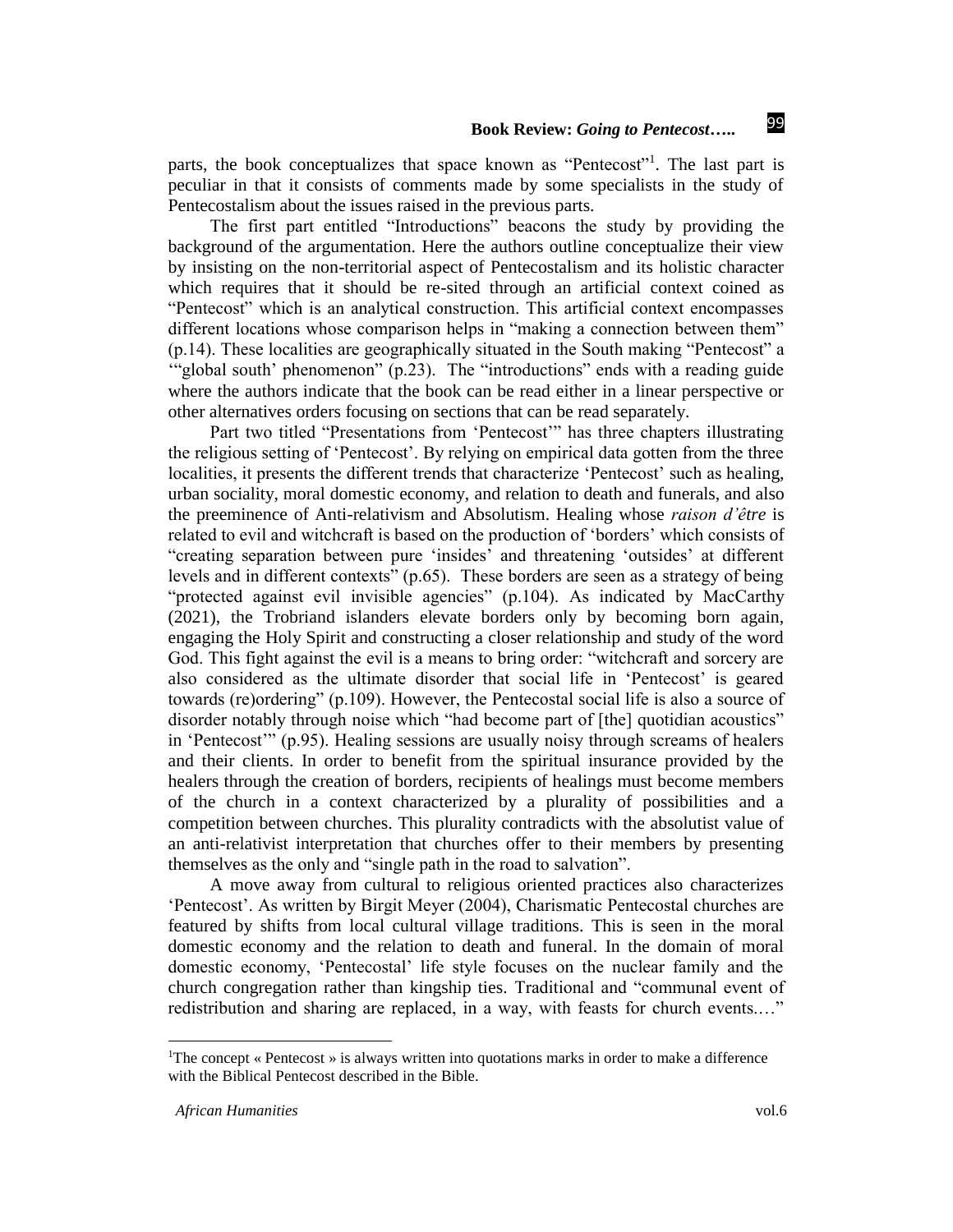parts, the book conceptualizes that space known as "Pentecost"[1]. The last part is peculiar in that it consists of comments made by some specialists in the study of Pentecostalism about the issues raised in the previous parts.

The first part entitled "Introductions" beacons the study by providing the background of the argumentation. Here the authors outline conceptualize their view by insisting on the non-territorial aspect of Pentecostalism and its holistic character which requires that it should be re-sited through an artificial context coined as "Pentecost" which is an analytical construction. This artificial context encompasses different locations whose comparison helps in "making a connection between them" (p.14). These localities are geographically situated in the South making "Pentecost" a "'global south' phenomenon" (p.23). The "introductions" ends with a reading guide where the authors indicate that the book can be read either in a linear perspective or other alternatives orders focusing on sections that can be read separately.

Part two titled "Presentations from 'Pentecost'" has three chapters illustrating the religious setting of 'Pentecost'. By relying on empirical data gotten from the three localities, it presents the different trends that characterize 'Pentecost' such as healing, urban sociality, moral domestic economy, and relation to death and funerals, and also the preeminence of Anti-relativism and Absolutism. Healing whose *raison d'être* is related to evil and witchcraft is based on the production of 'borders' which consists of "creating separation between pure 'insides' and threatening 'outsides' at different levels and in different contexts" (p.65). These borders are seen as a strategy of being "protected against evil invisible agencies" (p.104). As indicated by MacCarthy (2021), the Trobriand islanders elevate borders only by becoming born again, engaging the Holy Spirit and constructing a closer relationship and study of the word God. This fight against the evil is a means to bring order: "witchcraft and sorcery are also considered as the ultimate disorder that social life in 'Pentecost' is geared towards (re)ordering" (p.109). However, the Pentecostal social life is also a source of disorder notably through noise which "had become part of [the] quotidian acoustics" in 'Pentecost'" (p.95). Healing sessions are usually noisy through screams of healers and their clients. In order to benefit from the spiritual insurance provided by the healers through the creation of borders, recipients of healings must become members of the church in a context characterized by a plurality of possibilities and a competition between churches. This plurality contradicts with the absolutist value of an anti-relativist interpretation that churches offer to their members by presenting themselves as the only and "single path in the road to salvation".

A move away from cultural to religious oriented practices also characterizes 'Pentecost'. As written by Birgit Meyer (2004), Charismatic Pentecostal churches are featured by shifts from local cultural village traditions. This is seen in the moral domestic economy and the relation to death and funeral. In the domain of moral domestic economy, 'Pentecostal' life style focuses on the nuclear family and the church congregation rather than kingship ties. Traditional and "communal event of redistribution and sharing are replaced, in a way, with feasts for church events.…"

---

[1]The concept « Pentecost » is always written into quotations marks in order to make a difference with the Biblical Pentecost described in the Bible.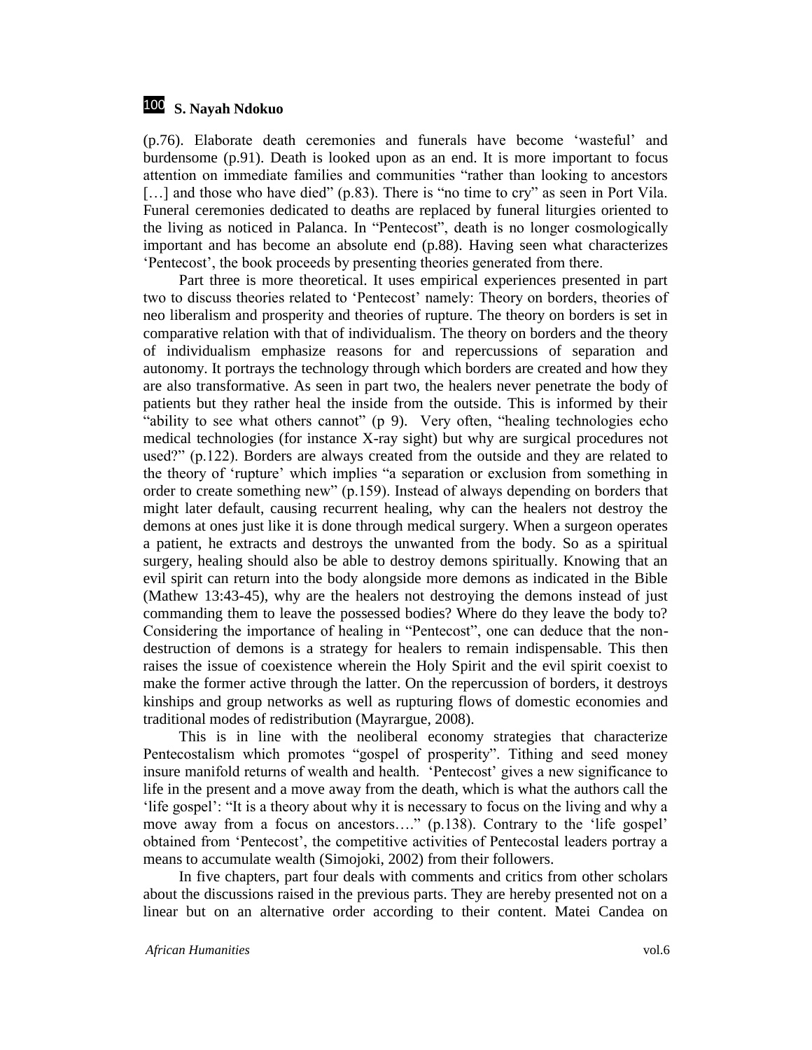(p.76). Elaborate death ceremonies and funerals have become 'wasteful' and burdensome (p.91). Death is looked upon as an end. It is more important to focus attention on immediate families and communities "rather than looking to ancestors […] and those who have died" (p.83). There is "no time to cry" as seen in Port Vila. Funeral ceremonies dedicated to deaths are replaced by funeral liturgies oriented to the living as noticed in Palanca. In "Pentecost", death is no longer cosmologically important and has become an absolute end (p.88). Having seen what characterizes 'Pentecost', the book proceeds by presenting theories generated from there.

Part three is more theoretical. It uses empirical experiences presented in part two to discuss theories related to 'Pentecost' namely: Theory on borders, theories of neo liberalism and prosperity and theories of rupture. The theory on borders is set in comparative relation with that of individualism. The theory on borders and the theory of individualism emphasize reasons for and repercussions of separation and autonomy. It portrays the technology through which borders are created and how they are also transformative. As seen in part two, the healers never penetrate the body of patients but they rather heal the inside from the outside. This is informed by their "ability to see what others cannot" (p 9). Very often, "healing technologies echo medical technologies (for instance X-ray sight) but why are surgical procedures not used?" (p.122). Borders are always created from the outside and they are related to the theory of 'rupture' which implies "a separation or exclusion from something in order to create something new" (p.159). Instead of always depending on borders that might later default, causing recurrent healing, why can the healers not destroy the demons at ones just like it is done through medical surgery. When a surgeon operates a patient, he extracts and destroys the unwanted from the body. So as a spiritual surgery, healing should also be able to destroy demons spiritually. Knowing that an evil spirit can return into the body alongside more demons as indicated in the Bible (Mathew 13:43-45), why are the healers not destroying the demons instead of just commanding them to leave the possessed bodies? Where do they leave the body to? Considering the importance of healing in "Pentecost", one can deduce that the non-destruction of demons is a strategy for healers to remain indispensable. This then raises the issue of coexistence wherein the Holy Spirit and the evil spirit coexist to make the former active through the latter. On the repercussion of borders, it destroys kinships and group networks as well as rupturing flows of domestic economies and traditional modes of redistribution (Mayrargue, 2008).

This is in line with the neoliberal economy strategies that characterize Pentecostalism which promotes "gospel of prosperity". Tithing and seed money insure manifold returns of wealth and health. 'Pentecost' gives a new significance to life in the present and a move away from the death, which is what the authors call the 'life gospel': "It is a theory about why it is necessary to focus on the living and why a move away from a focus on ancestors…." (p.138). Contrary to the 'life gospel' obtained from 'Pentecost', the competitive activities of Pentecostal leaders portray a means to accumulate wealth (Simojoki, 2002) from their followers.

In five chapters, part four deals with comments and critics from other scholars about the discussions raised in the previous parts. They are hereby presented not on a linear but on an alternative order according to their content. Matei Candea on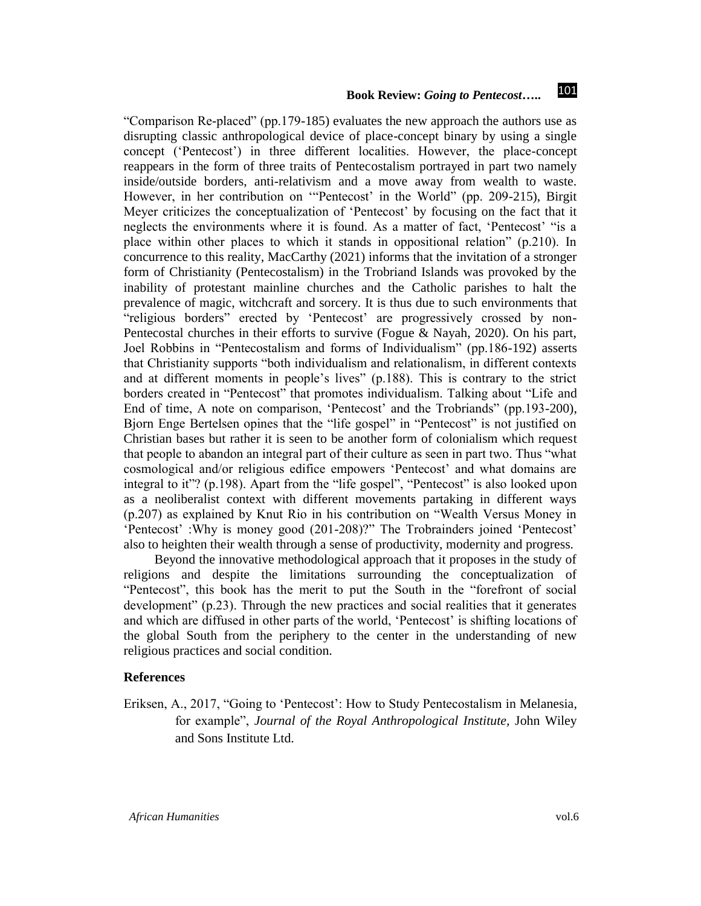"Comparison Re-placed" (pp.179-185) evaluates the new approach the authors use as disrupting classic anthropological device of place-concept binary by using a single concept ('Pentecost') in three different localities. However, the place-concept reappears in the form of three traits of Pentecostalism portrayed in part two namely inside/outside borders, anti-relativism and a move away from wealth to waste. However, in her contribution on '"Pentecost' in the World" (pp. 209-215), Birgit Meyer criticizes the conceptualization of 'Pentecost' by focusing on the fact that it neglects the environments where it is found. As a matter of fact, 'Pentecost' "is a place within other places to which it stands in oppositional relation" (p.210). In concurrence to this reality, MacCarthy (2021) informs that the invitation of a stronger form of Christianity (Pentecostalism) in the Trobriand Islands was provoked by the inability of protestant mainline churches and the Catholic parishes to halt the prevalence of magic, witchcraft and sorcery. It is thus due to such environments that "religious borders" erected by 'Pentecost' are progressively crossed by non-Pentecostal churches in their efforts to survive (Fogue & Nayah, 2020). On his part, Joel Robbins in "Pentecostalism and forms of Individualism" (pp.186-192) asserts that Christianity supports "both individualism and relationalism, in different contexts and at different moments in people's lives" (p.188). This is contrary to the strict borders created in "Pentecost" that promotes individualism. Talking about "Life and End of time, A note on comparison, 'Pentecost' and the Trobriands" (pp.193-200), Bjorn Enge Bertelsen opines that the "life gospel" in "Pentecost" is not justified on Christian bases but rather it is seen to be another form of colonialism which request that people to abandon an integral part of their culture as seen in part two. Thus "what cosmological and/or religious edifice empowers 'Pentecost' and what domains are integral to it"? (p.198). Apart from the "life gospel", "Pentecost" is also looked upon as a neoliberalist context with different movements partaking in different ways (p.207) as explained by Knut Rio in his contribution on "Wealth Versus Money in 'Pentecost' :Why is money good (201-208)?" The Trobrainders joined 'Pentecost' also to heighten their wealth through a sense of productivity, modernity and progress.

Beyond the innovative methodological approach that it proposes in the study of religions and despite the limitations surrounding the conceptualization of "Pentecost", this book has the merit to put the South in the "forefront of social development" (p.23). Through the new practices and social realities that it generates and which are diffused in other parts of the world, 'Pentecost' is shifting locations of the global South from the periphery to the center in the understanding of new religious practices and social condition.

## References

Eriksen, A., 2017, "Going to 'Pentecost': How to Study Pentecostalism in Melanesia, for example", *Journal of the Royal Anthropological Institute,* John Wiley and Sons Institute Ltd.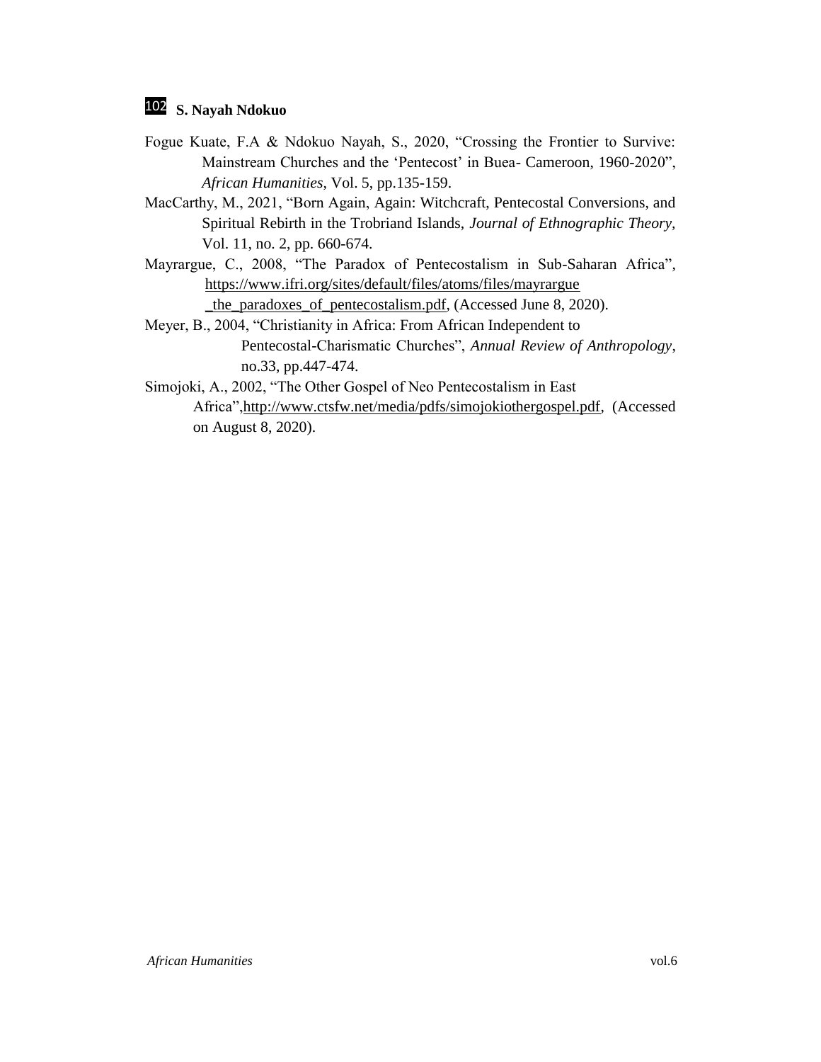Fogue Kuate, F.A & Ndokuo Nayah, S., 2020, “Crossing the Frontier to Survive: Mainstream Churches and the ‘Pentecost’ in Buea- Cameroon, 1960-2020”, *African Humanities*, Vol. 5, pp.135-159.

MacCarthy, M., 2021, “Born Again, Again: Witchcraft, Pentecostal Conversions, and Spiritual Rebirth in the Trobriand Islands, *Journal of Ethnographic Theory*, Vol. 11, no. 2, pp. 660-674.

Mayrargue, C., 2008, “The Paradox of Pentecostalism in Sub-Saharan Africa”, https://www.ifri.org/sites/default/files/atoms/files/mayrargue_the_paradoxes_of_pentecostalism.pdf, (Accessed June 8, 2020).

Meyer, B., 2004, “Christianity in Africa: From African Independent to Pentecostal-Charismatic Churches”, *Annual Review of Anthropology*, no.33, pp.447-474.

Simojoki, A., 2002, “The Other Gospel of Neo Pentecostalism in East Africa”,http://www.ctsfw.net/media/pdfs/simojokiothergospel.pdf, (Accessed on August 8, 2020).